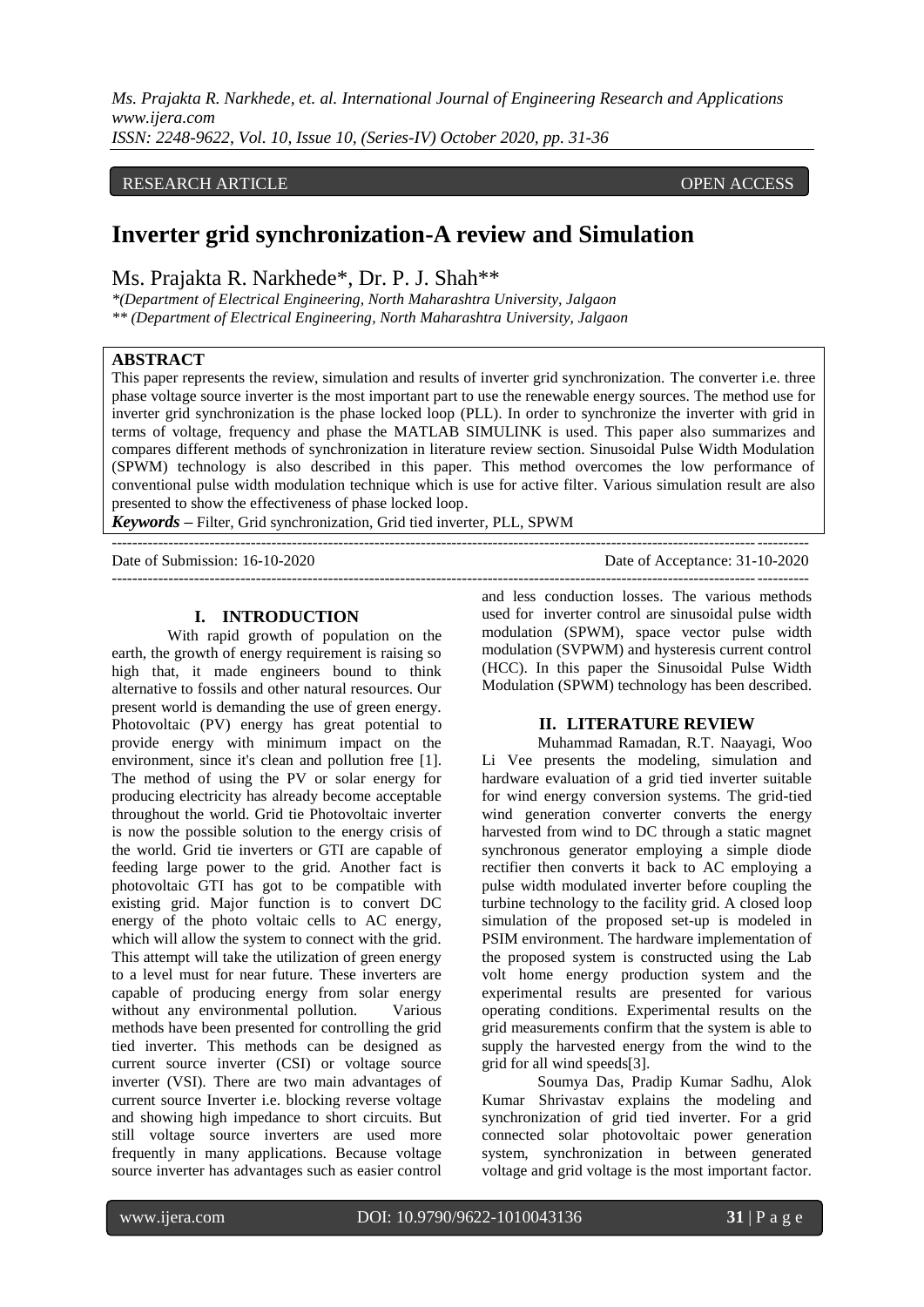RESEARCH ARTICLE OPEN ACCESS

# Inverter grid synchronization-A review and Simulation

Ms. Prajakta R. Narkhede*, Dr. P. J. Shah**

*(Department of Electrical Engineering, North Maharashtra University, Jalgaon

** (Department of Electrical Engineering, North Maharashtra University, Jalgaon

## ABSTRACT

This paper represents the review, simulation and results of inverter grid synchronization. The converter i.e. three phase voltage source inverter is the most important part to use the renewable energy sources. The method use for inverter grid synchronization is the phase locked loop (PLL). In order to synchronize the inverter with grid in terms of voltage, frequency and phase the MATLAB SIMULINK is used. This paper also summarizes and compares different methods of synchronization in literature review section. Sinusoidal Pulse Width Modulation (SPWM) technology is also described in this paper. This method overcomes the low performance of conventional pulse width modulation technique which is use for active filter. Various simulation result are also presented to show the effectiveness of phase locked loop.

***Keywords*** **–** Filter, Grid synchronization, Grid tied inverter, PLL, SPWM

Date of Submission: 16-10-2020 Date of Acceptance: 31-10-2020

## I. INTRODUCTION

With rapid growth of population on the earth, the growth of energy requirement is raising so high that, it made engineers bound to think alternative to fossils and other natural resources. Our present world is demanding the use of green energy. Photovoltaic (PV) energy has great potential to provide energy with minimum impact on the environment, since it's clean and pollution free [1]. The method of using the PV or solar energy for producing electricity has already become acceptable throughout the world. Grid tie Photovoltaic inverter is now the possible solution to the energy crisis of the world. Grid tie inverters or GTI are capable of feeding large power to the grid. Another fact is photovoltaic GTI has got to be compatible with existing grid. Major function is to convert DC energy of the photo voltaic cells to AC energy, which will allow the system to connect with the grid. This attempt will take the utilization of green energy to a level must for near future. These inverters are capable of producing energy from solar energy without any environmental pollution. Various methods have been presented for controlling the grid tied inverter. This methods can be designed as current source inverter (CSI) or voltage source inverter (VSI). There are two main advantages of current source Inverter i.e. blocking reverse voltage and showing high impedance to short circuits. But still voltage source inverters are used more frequently in many applications. Because voltage source inverter has advantages such as easier control and less conduction losses. The various methods used for inverter control are sinusoidal pulse width modulation (SPWM), space vector pulse width modulation (SVPWM) and hysteresis current control (HCC). In this paper the Sinusoidal Pulse Width Modulation (SPWM) technology has been described.

## II. LITERATURE REVIEW

Muhammad Ramadan, R.T. Naayagi, Woo Li Vee presents the modeling, simulation and hardware evaluation of a grid tied inverter suitable for wind energy conversion systems. The grid-tied wind generation converter converts the energy harvested from wind to DC through a static magnet synchronous generator employing a simple diode rectifier then converts it back to AC employing a pulse width modulated inverter before coupling the turbine technology to the facility grid. A closed loop simulation of the proposed set-up is modeled in PSIM environment. The hardware implementation of the proposed system is constructed using the Lab volt home energy production system and the experimental results are presented for various operating conditions. Experimental results on the grid measurements confirm that the system is able to supply the harvested energy from the wind to the grid for all wind speeds[3].

Soumya Das, Pradip Kumar Sadhu, Alok Kumar Shrivastav explains the modeling and synchronization of grid tied inverter. For a grid connected solar photovoltaic power generation system, synchronization in between generated voltage and grid voltage is the most important factor.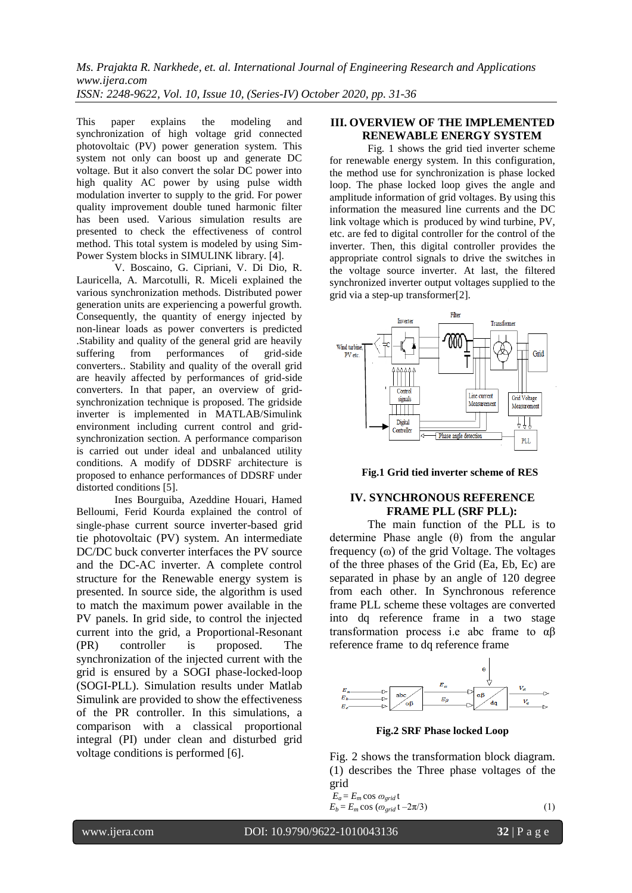This paper explains the modeling and synchronization of high voltage grid connected photovoltaic (PV) power generation system. This system not only can boost up and generate DC voltage. But it also convert the solar DC power into high quality AC power by using pulse width modulation inverter to supply to the grid. For power quality improvement double tuned harmonic filter has been used. Various simulation results are presented to check the effectiveness of control method. This total system is modeled by using Sim-Power System blocks in SIMULINK library. [4].

V. Boscaino, G. Cipriani, V. Di Dio, R. Lauricella, A. Marcotulli, R. Miceli explained the various synchronization methods. Distributed power generation units are experiencing a powerful growth. Consequently, the quantity of energy injected by non-linear loads as power converters is predicted .Stability and quality of the general grid are heavily suffering from performances of grid-side converters.. Stability and quality of the overall grid are heavily affected by performances of grid-side converters. In that paper, an overview of grid-synchronization technique is proposed. The gridside inverter is implemented in MATLAB/Simulink environment including current control and grid-synchronization section. A performance comparison is carried out under ideal and unbalanced utility conditions. A modify of DDSRF architecture is proposed to enhance performances of DDSRF under distorted conditions [5].

Ines Bourguiba, Azeddine Houari, Hamed Belloumi, Ferid Kourda explained the control of single-phase current source inverter-based grid tie photovoltaic (PV) system. An intermediate DC/DC buck converter interfaces the PV source and the DC-AC inverter. A complete control structure for the Renewable energy system is presented. In source side, the algorithm is used to match the maximum power available in the PV panels. In grid side, to control the injected current into the grid, a Proportional-Resonant (PR) controller is proposed. The synchronization of the injected current with the grid is ensured by a SOGI phase-locked-loop (SOGI-PLL). Simulation results under Matlab Simulink are provided to show the effectiveness of the PR controller. In this simulations, a comparison with a classical proportional integral (PI) under clean and disturbed grid voltage conditions is performed [6].

## III. OVERVIEW OF THE IMPLEMENTED RENEWABLE ENERGY SYSTEM

Fig. 1 shows the grid tied inverter scheme for renewable energy system. In this configuration, the method use for synchronization is phase locked loop. The phase locked loop gives the angle and amplitude information of grid voltages. By using this information the measured line currents and the DC link voltage which is produced by wind turbine, PV, etc. are fed to digital controller for the control of the inverter. Then, this digital controller provides the appropriate control signals to drive the switches in the voltage source inverter. At last, the filtered synchronized inverter output voltages supplied to the grid via a step-up transformer[2].

**Fig.1 Grid tied inverter scheme of RES**

## IV. SYNCHRONOUS REFERENCE FRAME PLL (SRF PLL):

The main function of the PLL is to determine Phase angle (θ) from the angular frequency (ω) of the grid Voltage. The voltages of the three phases of the Grid (Ea, Eb, Ec) are separated in phase by an angle of 120 degree from each other. In Synchronous reference frame PLL scheme these voltages are converted into dq reference frame in a two stage transformation process i.e abc frame to αβ reference frame to dq reference frame

**Fig.2 SRF Phase locked Loop**

Fig. 2 shows the transformation block diagram. (1) describes the Three phase voltages of the grid

$$E_a = E_m \cos \omega_{grid}\, t$$
$$E_b = E_m \cos (\omega_{grid}\, t - 2\pi/3) \qquad (1)$$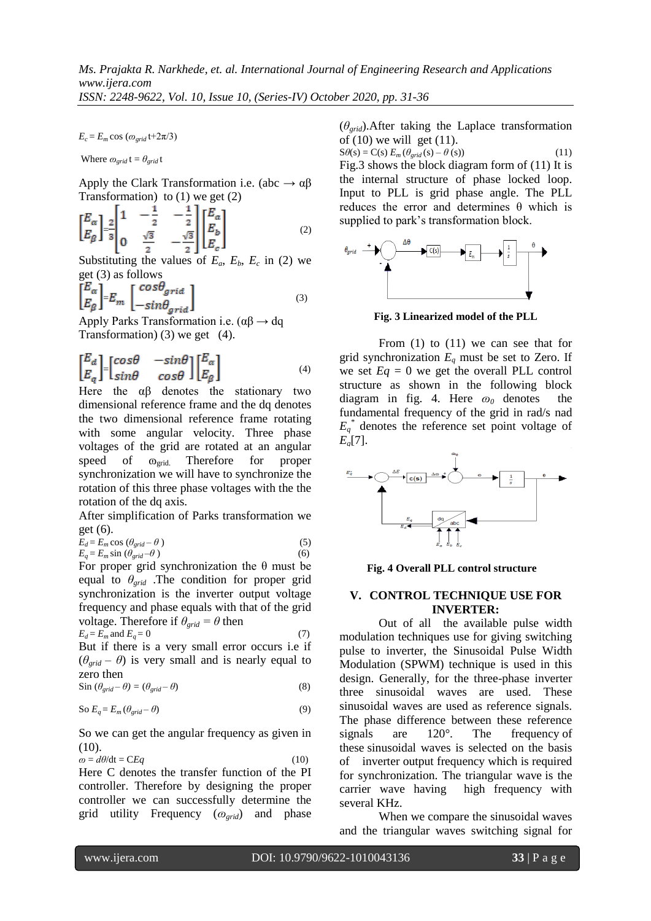$E_c = E_m \cos(\omega_{grid} t + 2\pi/3)$

Where $\omega_{grid} t = \theta_{grid} t$

Apply the Clark Transformation i.e. (abc → αβ Transformation) to (1) we get (2)

$$\begin{bmatrix} E_\alpha \\ E_\beta \end{bmatrix} = \frac{2}{3} \begin{bmatrix} 1 & -\frac{1}{2} & -\frac{1}{2} \\ 0 & \frac{\sqrt{3}}{2} & -\frac{\sqrt{3}}{2} \end{bmatrix} \begin{bmatrix} E_a \\ E_b \\ E_c \end{bmatrix} \tag{2}$$

Substituting the values of $E_a$, $E_b$, $E_c$ in (2) we get (3) as follows

$$\begin{bmatrix} E_\alpha \\ E_\beta \end{bmatrix} = E_m \begin{bmatrix} \cos\theta_{grid} \\ -\sin\theta_{grid} \end{bmatrix} \tag{3}$$

Apply Parks Transformation i.e. (αβ → dq Transformation) (3) we get (4).

$$\begin{bmatrix} E_d \\ E_q \end{bmatrix} = \begin{bmatrix} \cos\theta & -\sin\theta \\ \sin\theta & \cos\theta \end{bmatrix} \begin{bmatrix} E_\alpha \\ E_\beta \end{bmatrix} \tag{4}$$

Here the αβ denotes the stationary two dimensional reference frame and the dq denotes the two dimensional reference frame rotating with some angular velocity. Three phase voltages of the grid are rotated at an angular speed of $\omega_{grid}$. Therefore for proper synchronization we will have to synchronize the rotation of this three phase voltages with the the rotation of the dq axis.

After simplification of Parks transformation we get (6).

$$E_d = E_m \cos(\theta_{grid} - \theta) \tag{5}$$

$$E_q = E_m \sin(\theta_{grid} - \theta) \tag{6}$$

For proper grid synchronization the θ must be equal to $\theta_{grid}$ .The condition for proper grid synchronization is the inverter output voltage frequency and phase equals with that of the grid voltage. Therefore if $\theta_{grid} = \theta$ then

$$E_d = E_m \text{ and } E_q = 0 \tag{7}$$

But if there is a very small error occurs i.e if $(\theta_{grid} - \theta)$ is very small and is nearly equal to zero then

$$\sin(\theta_{grid} - \theta) = (\theta_{grid} - \theta) \tag{8}$$

$$\text{So } E_q = E_m(\theta_{grid} - \theta) \tag{9}$$

So we can get the angular frequency as given in (10).

$$\omega = d\theta/dt = CEq \tag{10}$$

Here C denotes the transfer function of the PI controller. Therefore by designing the proper controller we can successfully determine the grid utility Frequency ($\omega_{grid}$) and phase ($\theta_{grid}$).After taking the Laplace transformation of (10) we will get (11).

$$S\theta(s) = C(s)\, E_m(\theta_{grid}(s) - \theta(s)) \tag{11}$$

Fig.3 shows the block diagram form of (11) It is the internal structure of phase locked loop. Input to PLL is grid phase angle. The PLL reduces the error and determines θ which is supplied to park's transformation block.

**Fig. 3 Linearized model of the PLL**

From (1) to (11) we can see that for grid synchronization $E_q$ must be set to Zero. If we set $Eq = 0$ we get the overall PLL control structure as shown in the following block diagram in fig. 4. Here $\omega_0$ denotes the fundamental frequency of the grid in rad/s nad $E_q^*$ denotes the reference set point voltage of $E_q$[7].

**Fig. 4 Overall PLL control structure**

## V. CONTROL TECHNIQUE USE FOR INVERTER:

Out of all the available pulse width modulation techniques use for giving switching pulse to inverter, the Sinusoidal Pulse Width Modulation (SPWM) technique is used in this design. Generally, for the three-phase inverter three sinusoidal waves are used. These sinusoidal waves are used as reference signals. The phase difference between these reference signals are 120°. The frequency of these sinusoidal waves is selected on the basis of inverter output frequency which is required for synchronization. The triangular wave is the carrier wave having high frequency with several KHz.

When we compare the sinusoidal waves and the triangular waves switching signal for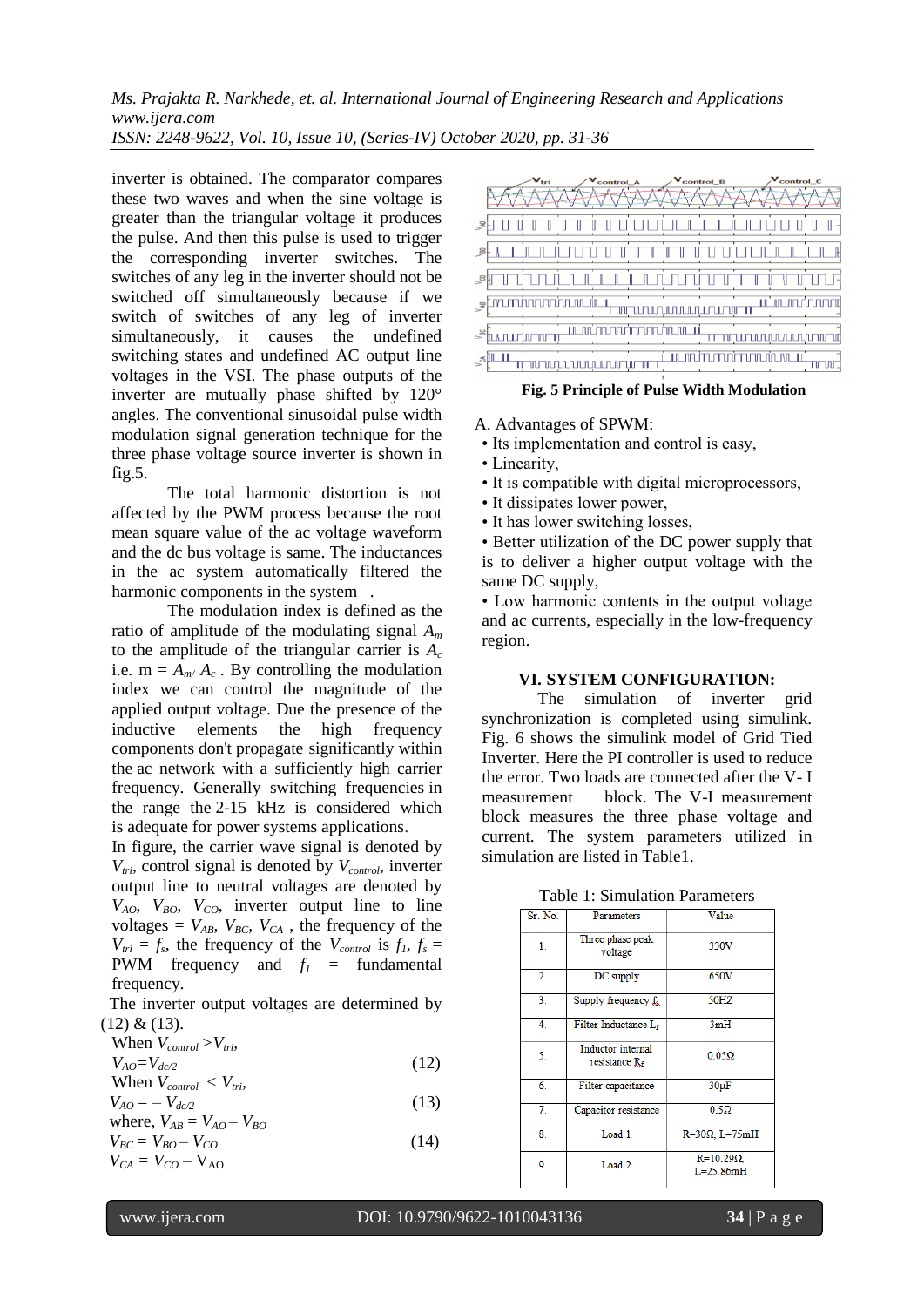inverter is obtained. The comparator compares these two waves and when the sine voltage is greater than the triangular voltage it produces the pulse. And then this pulse is used to trigger the corresponding inverter switches. The switches of any leg in the inverter should not be switched off simultaneously because if we switch of switches of any leg of inverter simultaneously, it causes the undefined switching states and undefined AC output line voltages in the VSI. The phase outputs of the inverter are mutually phase shifted by 120° angles. The conventional sinusoidal pulse width modulation signal generation technique for the three phase voltage source inverter is shown in fig.5.

The total harmonic distortion is not affected by the PWM process because the root mean square value of the ac voltage waveform and the dc bus voltage is same. The inductances in the ac system automatically filtered the harmonic components in the system .

The modulation index is defined as the ratio of amplitude of the modulating signal $A_m$ to the amplitude of the triangular carrier is $A_c$ i.e. m = $A_{m/}$ $A_c$ . By controlling the modulation index we can control the magnitude of the applied output voltage. Due the presence of the inductive elements the high frequency components don't propagate significantly within the ac network with a sufficiently high carrier frequency. Generally switching frequencies in the range the 2-15 kHz is considered which is adequate for power systems applications.

In figure, the carrier wave signal is denoted by $V_{tri}$, control signal is denoted by $V_{control}$, inverter output line to neutral voltages are denoted by $V_{AO}$, $V_{BO}$, $V_{CO}$, inverter output line to line voltages = $V_{AB}$, $V_{BC}$, $V_{CA}$ , the frequency of the $V_{tri}$ = $f_s$, the frequency of the $V_{control}$ is $f_1$, $f_s$ = PWM frequency and $f_1$ = fundamental frequency.

The inverter output voltages are determined by (12) & (13).

When $V_{control} > V_{tri}$,

$$V_{AO} = V_{dc/2} \tag{12}$$

When $V_{control} < V_{tri}$,

$$V_{AO} = -V_{dc/2} \tag{13}$$

where, $V_{AB} = V_{AO} - V_{BO}$

$$V_{BC} = V_{BO} - V_{CO} \tag{14}$$

$$V_{CA} = V_{CO} - V_{AO}$$

**Fig. 5 Principle of Pulse Width Modulation**

A. Advantages of SPWM:

- Its implementation and control is easy,
- Linearity,
- It is compatible with digital microprocessors,
- It dissipates lower power,
- It has lower switching losses,
- Better utilization of the DC power supply that is to deliver a higher output voltage with the same DC supply,
- Low harmonic contents in the output voltage and ac currents, especially in the low-frequency region.

## VI. SYSTEM CONFIGURATION:

The simulation of inverter grid synchronization is completed using simulink. Fig. 6 shows the simulink model of Grid Tied Inverter. Here the PI controller is used to reduce the error. Two loads are connected after the V- I measurement block. The V-I measurement block measures the three phase voltage and current. The system parameters utilized in simulation are listed in Table1.

Table 1: Simulation Parameters

| Sr. No. | Parameters | Value |
|---|---|---|
| 1. | Three phase peak voltage | 330V |
| 2. | DC supply | 650V |
| 3. | Supply frequency $f_s$ | 50HZ |
| 4. | Filter Inductance $L_f$ | 3mH |
| 5. | Inductor internal resistance $R_f$ | 0.05Ω |
| 6. | Filter capacitance | 30μF |
| 7. | Capacitor resistance | 0.5Ω |
| 8. | Load 1 | R=30Ω, L=75mH |
| 9. | Load 2 | R=10.29Ω, L=25.86mH |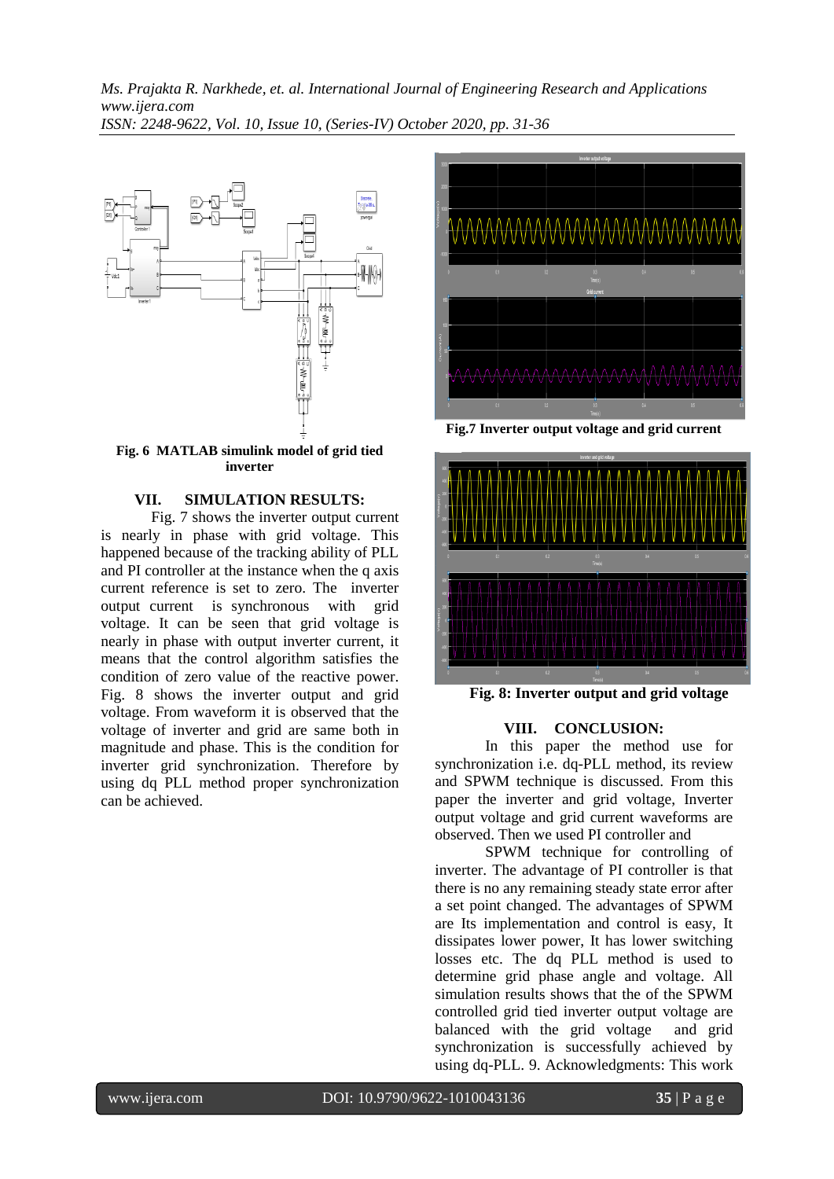Fig. 6 MATLAB simulink model of grid tied inverter

## VII. SIMULATION RESULTS:

Fig. 7 shows the inverter output current is nearly in phase with grid voltage. This happened because of the tracking ability of PLL and PI controller at the instance when the q axis current reference is set to zero. The inverter output current is synchronous with grid voltage. It can be seen that grid voltage is nearly in phase with output inverter current, it means that the control algorithm satisfies the condition of zero value of the reactive power. Fig. 8 shows the inverter output and grid voltage. From waveform it is observed that the voltage of inverter and grid are same both in magnitude and phase. This is the condition for inverter grid synchronization. Therefore by using dq PLL method proper synchronization can be achieved.

**Fig.7 Inverter output voltage and grid current**

**Fig. 8: Inverter output and grid voltage**

## VIII. CONCLUSION:

In this paper the method use for synchronization i.e. dq-PLL method, its review and SPWM technique is discussed. From this paper the inverter and grid voltage, Inverter output voltage and grid current waveforms are observed. Then we used PI controller and

SPWM technique for controlling of inverter. The advantage of PI controller is that there is no any remaining steady state error after a set point changed. The advantages of SPWM are Its implementation and control is easy, It dissipates lower power, It has lower switching losses etc. The dq PLL method is used to determine grid phase angle and voltage. All simulation results shows that the of the SPWM controlled grid tied inverter output voltage are balanced with the grid voltage and grid synchronization is successfully achieved by using dq-PLL. 9. Acknowledgments: This work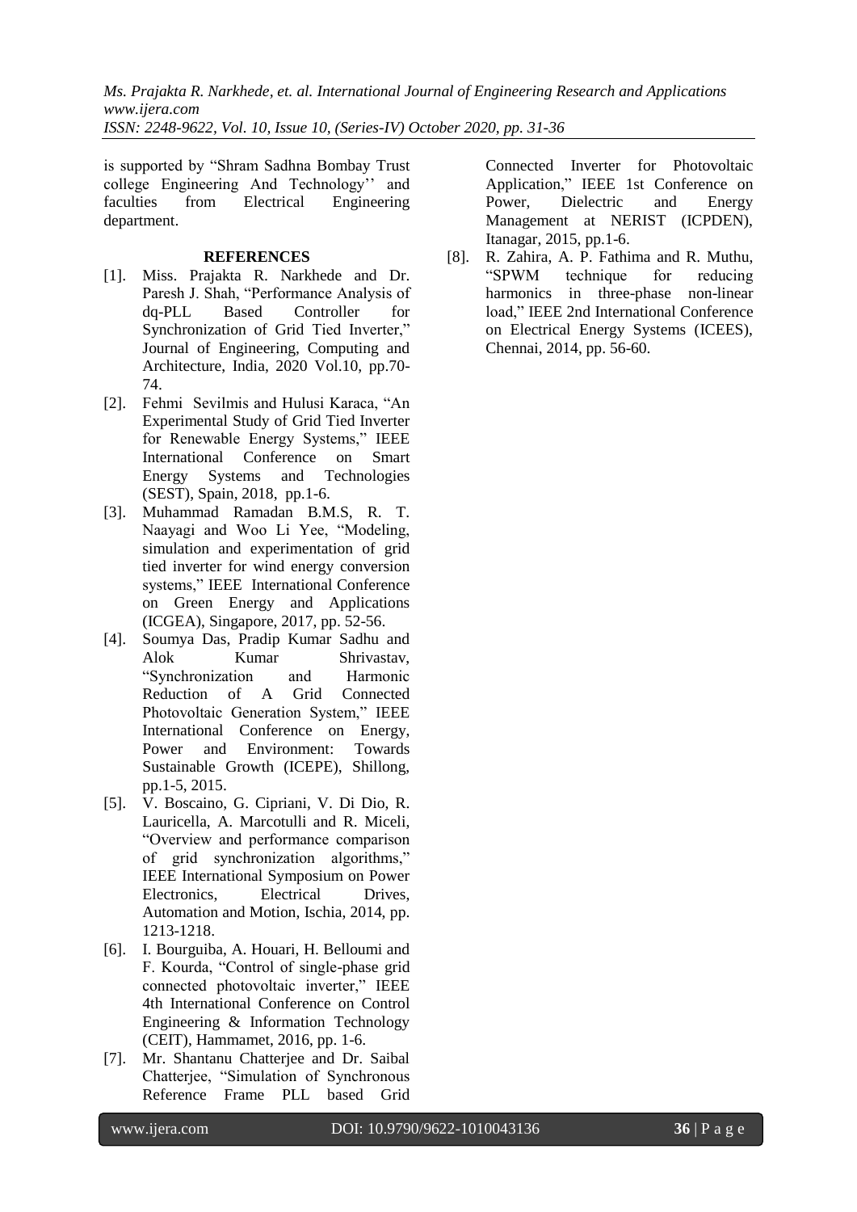is supported by "Shram Sadhna Bombay Trust college Engineering And Technology'' and faculties from Electrical Engineering department.

## REFERENCES

[1]. Miss. Prajakta R. Narkhede and Dr. Paresh J. Shah, "Performance Analysis of dq-PLL Based Controller for Synchronization of Grid Tied Inverter," Journal of Engineering, Computing and Architecture, India, 2020 Vol.10, pp.70-74.

[2]. Fehmi Sevilmis and Hulusi Karaca, "An Experimental Study of Grid Tied Inverter for Renewable Energy Systems," IEEE International Conference on Smart Energy Systems and Technologies (SEST), Spain, 2018, pp.1-6.

[3]. Muhammad Ramadan B.M.S, R. T. Naayagi and Woo Li Yee, "Modeling, simulation and experimentation of grid tied inverter for wind energy conversion systems," IEEE International Conference on Green Energy and Applications (ICGEA), Singapore, 2017, pp. 52-56.

[4]. Soumya Das, Pradip Kumar Sadhu and Alok Kumar Shrivastav, "Synchronization and Harmonic Reduction of A Grid Connected Photovoltaic Generation System," IEEE International Conference on Energy, Power and Environment: Towards Sustainable Growth (ICEPE), Shillong, pp.1-5, 2015.

[5]. V. Boscaino, G. Cipriani, V. Di Dio, R. Lauricella, A. Marcotulli and R. Miceli, "Overview and performance comparison of grid synchronization algorithms," IEEE International Symposium on Power Electronics, Electrical Drives, Automation and Motion, Ischia, 2014, pp. 1213-1218.

[6]. I. Bourguiba, A. Houari, H. Belloumi and F. Kourda, "Control of single-phase grid connected photovoltaic inverter," IEEE 4th International Conference on Control Engineering & Information Technology (CEIT), Hammamet, 2016, pp. 1-6.

[7]. Mr. Shantanu Chatterjee and Dr. Saibal Chatterjee, "Simulation of Synchronous Reference Frame PLL based Grid Connected Inverter for Photovoltaic Application," IEEE 1st Conference on Power, Dielectric and Energy Management at NERIST (ICPDEN), Itanagar, 2015, pp.1-6.

[8]. R. Zahira, A. P. Fathima and R. Muthu, "SPWM technique for reducing harmonics in three-phase non-linear load," IEEE 2nd International Conference on Electrical Energy Systems (ICEES), Chennai, 2014, pp. 56-60.